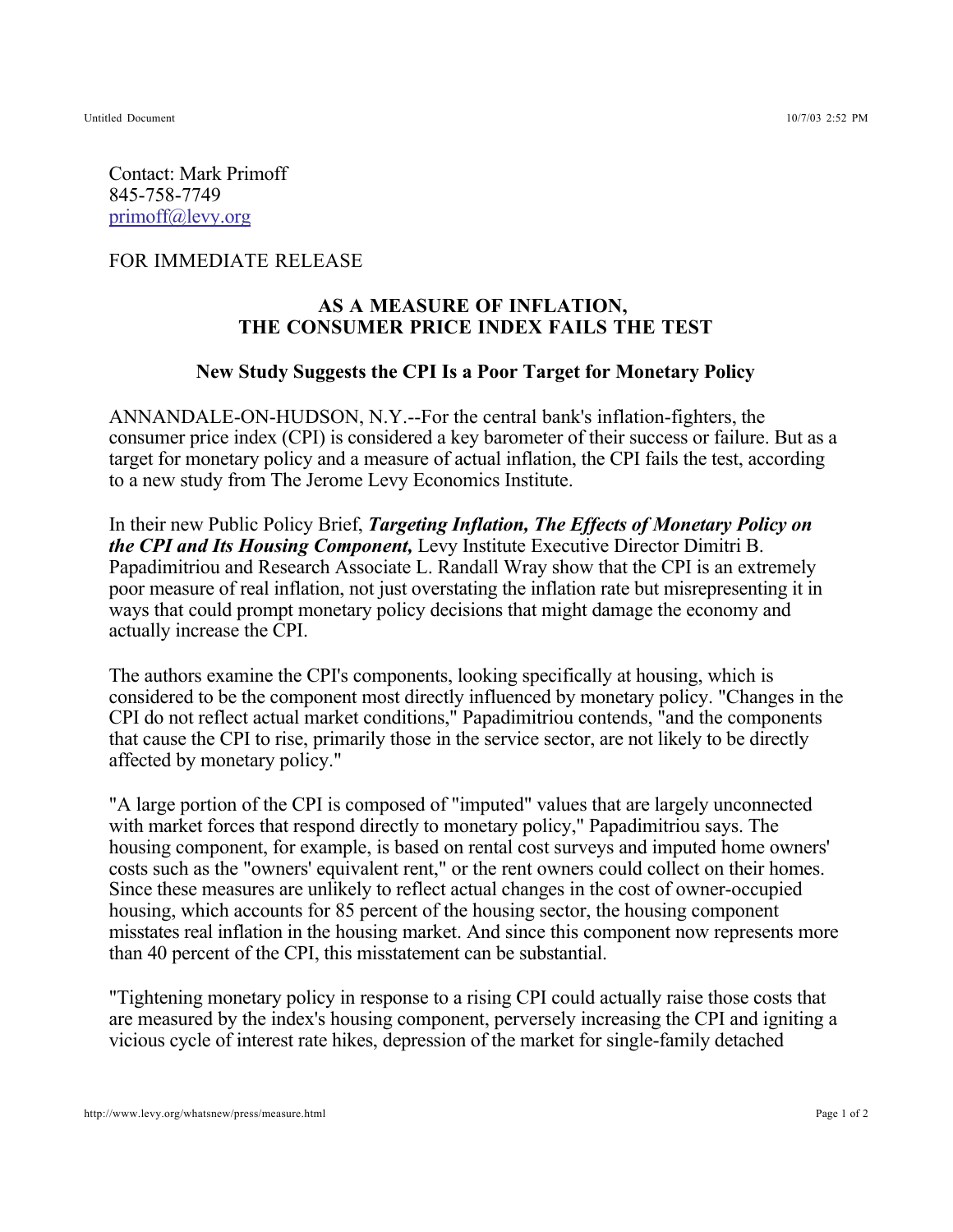Contact: Mark Primoff
845-758-7749
primoff@levy.org

FOR IMMEDIATE RELEASE

## AS A MEASURE OF INFLATION, THE CONSUMER PRICE INDEX FAILS THE TEST

### New Study Suggests the CPI Is a Poor Target for Monetary Policy

ANNANDALE-ON-HUDSON, N.Y.--For the central bank's inflation-fighters, the consumer price index (CPI) is considered a key barometer of their success or failure. But as a target for monetary policy and a measure of actual inflation, the CPI fails the test, according to a new study from The Jerome Levy Economics Institute.

In their new Public Policy Brief, ***Targeting Inflation, The Effects of Monetary Policy on the CPI and Its Housing Component,*** Levy Institute Executive Director Dimitri B. Papadimitriou and Research Associate L. Randall Wray show that the CPI is an extremely poor measure of real inflation, not just overstating the inflation rate but misrepresenting it in ways that could prompt monetary policy decisions that might damage the economy and actually increase the CPI.

The authors examine the CPI's components, looking specifically at housing, which is considered to be the component most directly influenced by monetary policy. "Changes in the CPI do not reflect actual market conditions," Papadimitriou contends, "and the components that cause the CPI to rise, primarily those in the service sector, are not likely to be directly affected by monetary policy."

"A large portion of the CPI is composed of "imputed" values that are largely unconnected with market forces that respond directly to monetary policy," Papadimitriou says. The housing component, for example, is based on rental cost surveys and imputed home owners' costs such as the "owners' equivalent rent," or the rent owners could collect on their homes. Since these measures are unlikely to reflect actual changes in the cost of owner-occupied housing, which accounts for 85 percent of the housing sector, the housing component misstates real inflation in the housing market. And since this component now represents more than 40 percent of the CPI, this misstatement can be substantial.

"Tightening monetary policy in response to a rising CPI could actually raise those costs that are measured by the index's housing component, perversely increasing the CPI and igniting a vicious cycle of interest rate hikes, depression of the market for single-family detached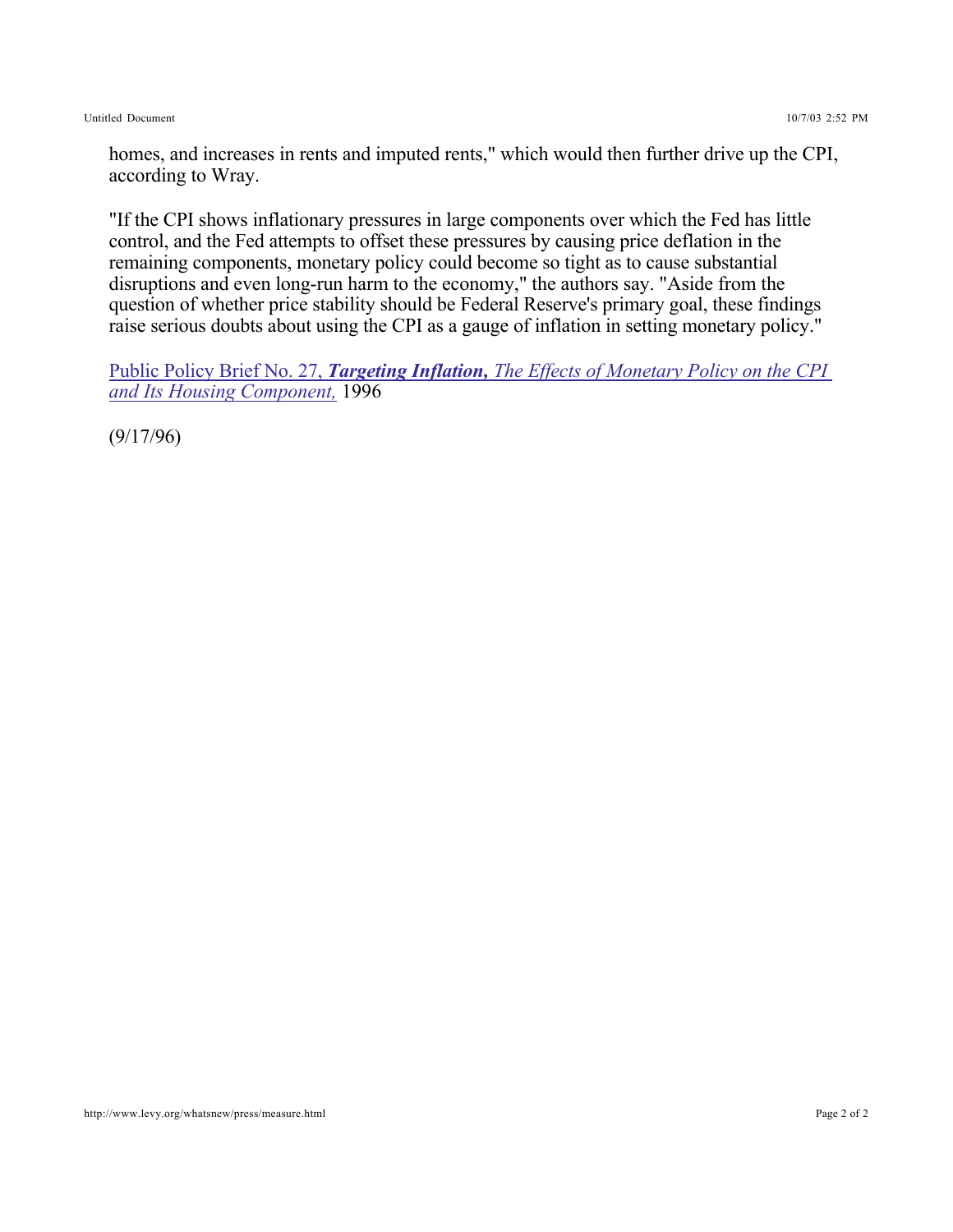homes, and increases in rents and imputed rents," which would then further drive up the CPI, according to Wray.

"If the CPI shows inflationary pressures in large components over which the Fed has little control, and the Fed attempts to offset these pressures by causing price deflation in the remaining components, monetary policy could become so tight as to cause substantial disruptions and even long-run harm to the economy," the authors say. "Aside from the question of whether price stability should be Federal Reserve's primary goal, these findings raise serious doubts about using the CPI as a gauge of inflation in setting monetary policy."

Public Policy Brief No. 27, ***Targeting Inflation,*** *The Effects of Monetary Policy on the CPI and Its Housing Component,* 1996

(9/17/96)